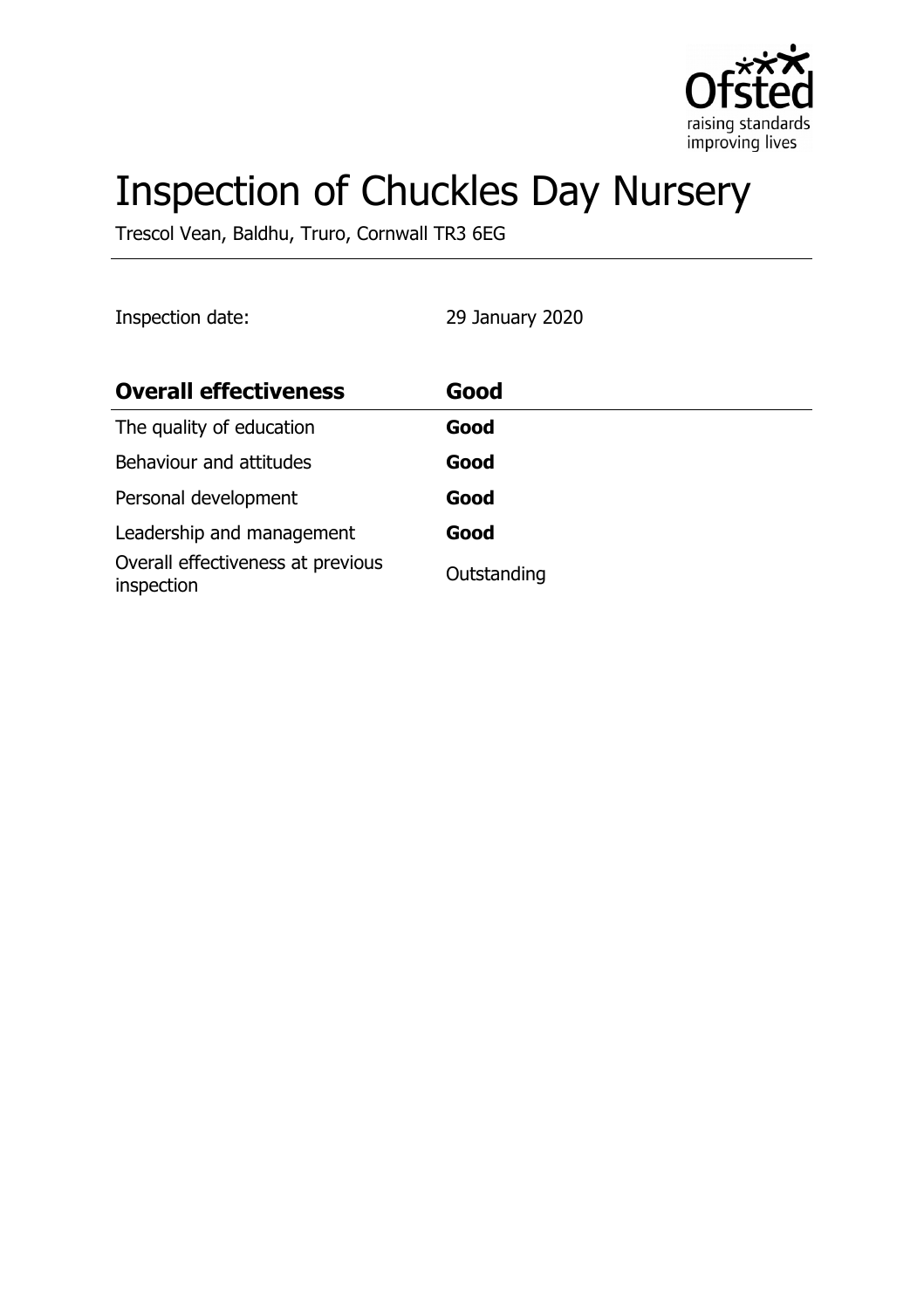# Inspection of Chuckles Day Nursery

Trescol Vean, Baldhu, Truro, Cornwall TR3 6EG

Inspection date: 29 January 2020

| **Overall effectiveness** | **Good** |
| --- | --- |
| The quality of education | **Good** |
| Behaviour and attitudes | **Good** |
| Personal development | **Good** |
| Leadership and management | **Good** |
| Overall effectiveness at previous inspection | Outstanding |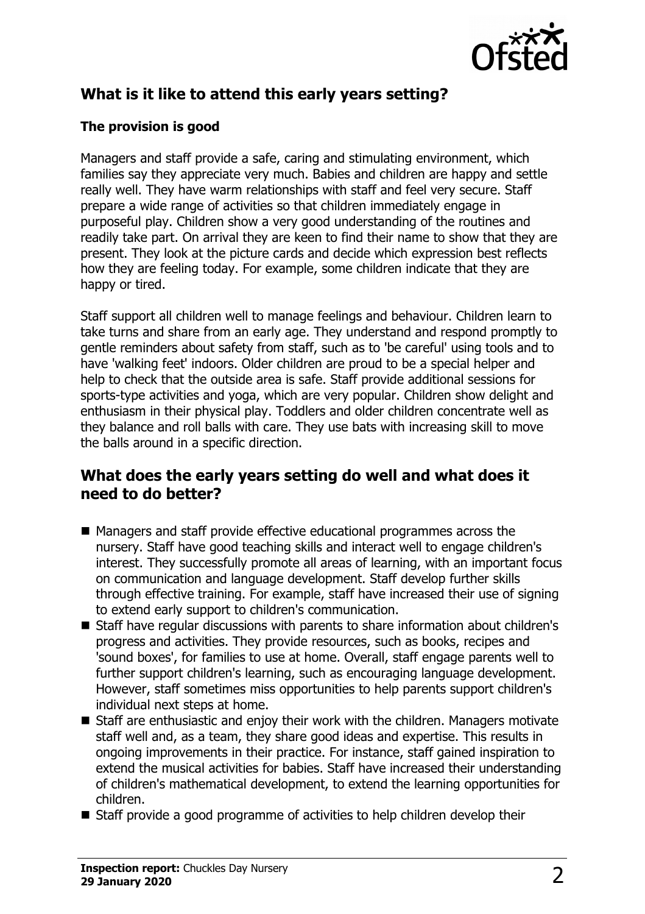## What is it like to attend this early years setting?

### The provision is good

Managers and staff provide a safe, caring and stimulating environment, which families say they appreciate very much. Babies and children are happy and settle really well. They have warm relationships with staff and feel very secure. Staff prepare a wide range of activities so that children immediately engage in purposeful play. Children show a very good understanding of the routines and readily take part. On arrival they are keen to find their name to show that they are present. They look at the picture cards and decide which expression best reflects how they are feeling today. For example, some children indicate that they are happy or tired.

Staff support all children well to manage feelings and behaviour. Children learn to take turns and share from an early age. They understand and respond promptly to gentle reminders about safety from staff, such as to 'be careful' using tools and to have 'walking feet' indoors. Older children are proud to be a special helper and help to check that the outside area is safe. Staff provide additional sessions for sports-type activities and yoga, which are very popular. Children show delight and enthusiasm in their physical play. Toddlers and older children concentrate well as they balance and roll balls with care. They use bats with increasing skill to move the balls around in a specific direction.

## What does the early years setting do well and what does it need to do better?

- Managers and staff provide effective educational programmes across the nursery. Staff have good teaching skills and interact well to engage children's interest. They successfully promote all areas of learning, with an important focus on communication and language development. Staff develop further skills through effective training. For example, staff have increased their use of signing to extend early support to children's communication.
- Staff have regular discussions with parents to share information about children's progress and activities. They provide resources, such as books, recipes and 'sound boxes', for families to use at home. Overall, staff engage parents well to further support children's learning, such as encouraging language development. However, staff sometimes miss opportunities to help parents support children's individual next steps at home.
- Staff are enthusiastic and enjoy their work with the children. Managers motivate staff well and, as a team, they share good ideas and expertise. This results in ongoing improvements in their practice. For instance, staff gained inspiration to extend the musical activities for babies. Staff have increased their understanding of children's mathematical development, to extend the learning opportunities for children.
- Staff provide a good programme of activities to help children develop their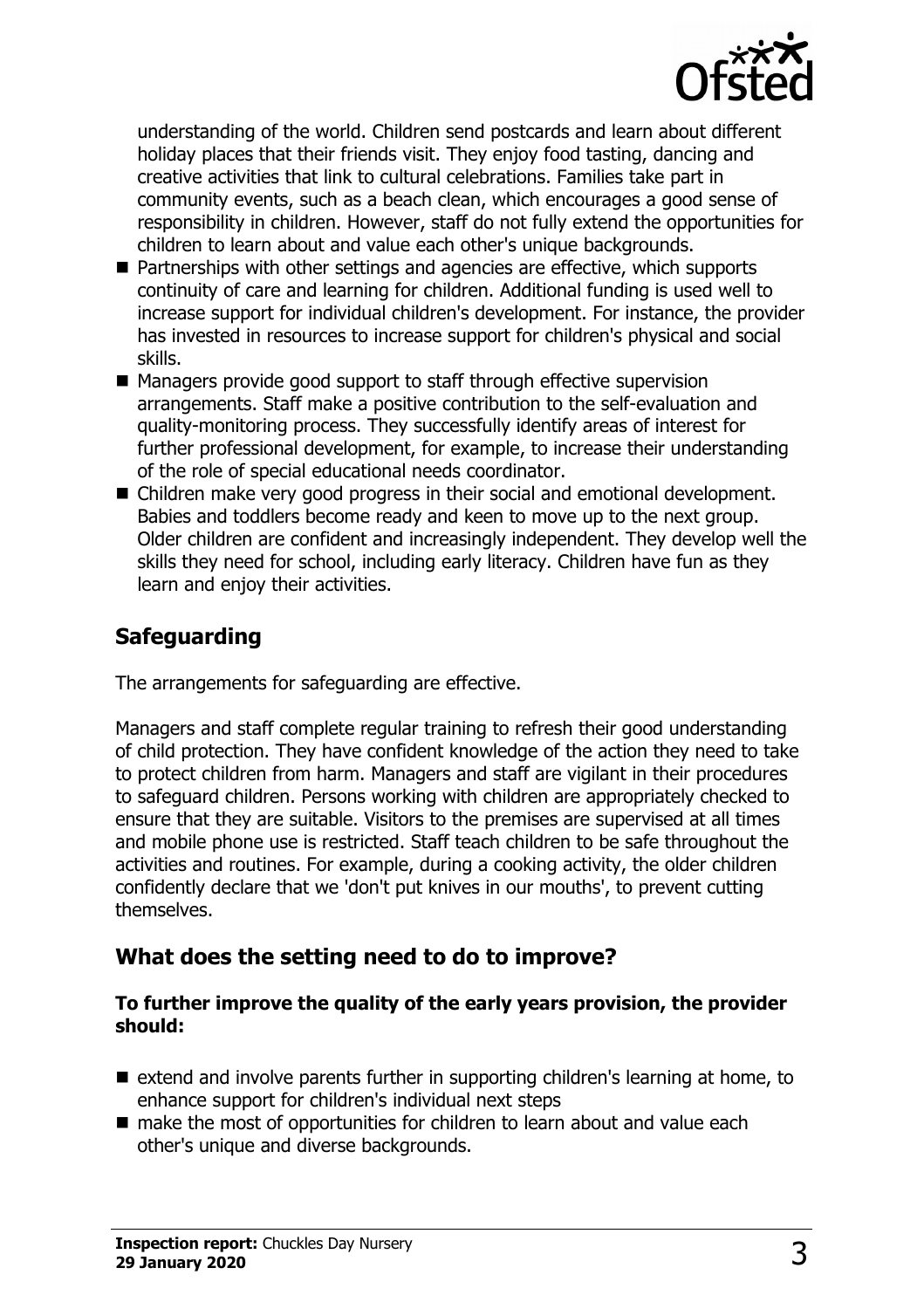understanding of the world. Children send postcards and learn about different holiday places that their friends visit. They enjoy food tasting, dancing and creative activities that link to cultural celebrations. Families take part in community events, such as a beach clean, which encourages a good sense of responsibility in children. However, staff do not fully extend the opportunities for children to learn about and value each other's unique backgrounds.

- Partnerships with other settings and agencies are effective, which supports continuity of care and learning for children. Additional funding is used well to increase support for individual children's development. For instance, the provider has invested in resources to increase support for children's physical and social skills.
- Managers provide good support to staff through effective supervision arrangements. Staff make a positive contribution to the self-evaluation and quality-monitoring process. They successfully identify areas of interest for further professional development, for example, to increase their understanding of the role of special educational needs coordinator.
- Children make very good progress in their social and emotional development. Babies and toddlers become ready and keen to move up to the next group. Older children are confident and increasingly independent. They develop well the skills they need for school, including early literacy. Children have fun as they learn and enjoy their activities.

## Safeguarding

The arrangements for safeguarding are effective.

Managers and staff complete regular training to refresh their good understanding of child protection. They have confident knowledge of the action they need to take to protect children from harm. Managers and staff are vigilant in their procedures to safeguard children. Persons working with children are appropriately checked to ensure that they are suitable. Visitors to the premises are supervised at all times and mobile phone use is restricted. Staff teach children to be safe throughout the activities and routines. For example, during a cooking activity, the older children confidently declare that we 'don't put knives in our mouths', to prevent cutting themselves.

## What does the setting need to do to improve?

**To further improve the quality of the early years provision, the provider should:**

- extend and involve parents further in supporting children's learning at home, to enhance support for children's individual next steps
- make the most of opportunities for children to learn about and value each other's unique and diverse backgrounds.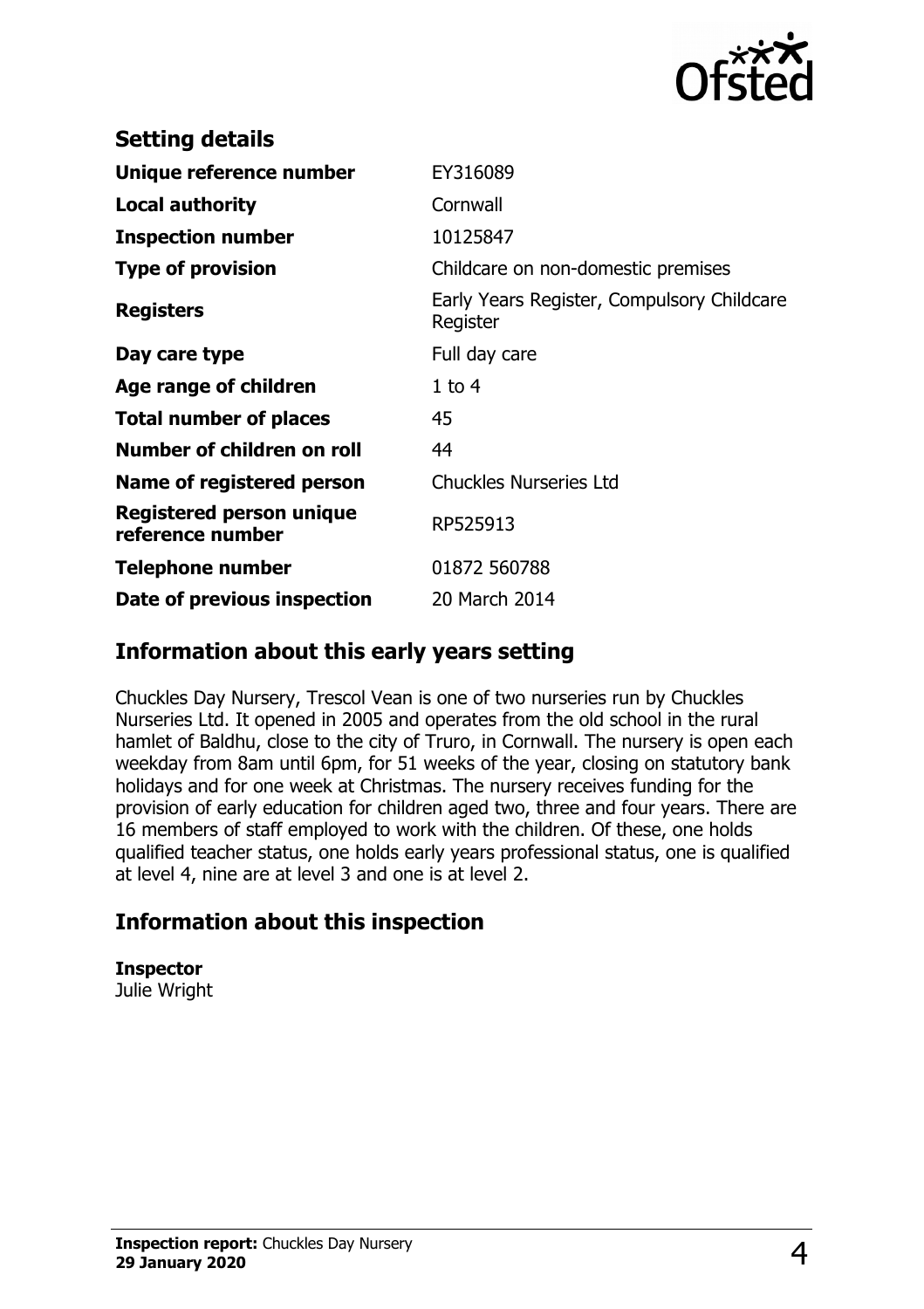## Setting details

| | |
|---|---|
| **Unique reference number** | EY316089 |
| **Local authority** | Cornwall |
| **Inspection number** | 10125847 |
| **Type of provision** | Childcare on non-domestic premises |
| **Registers** | Early Years Register, Compulsory Childcare Register |
| **Day care type** | Full day care |
| **Age range of children** | 1 to 4 |
| **Total number of places** | 45 |
| **Number of children on roll** | 44 |
| **Name of registered person** | Chuckles Nurseries Ltd |
| **Registered person unique reference number** | RP525913 |
| **Telephone number** | 01872 560788 |
| **Date of previous inspection** | 20 March 2014 |

## Information about this early years setting

Chuckles Day Nursery, Trescol Vean is one of two nurseries run by Chuckles Nurseries Ltd. It opened in 2005 and operates from the old school in the rural hamlet of Baldhu, close to the city of Truro, in Cornwall. The nursery is open each weekday from 8am until 6pm, for 51 weeks of the year, closing on statutory bank holidays and for one week at Christmas. The nursery receives funding for the provision of early education for children aged two, three and four years. There are 16 members of staff employed to work with the children. Of these, one holds qualified teacher status, one holds early years professional status, one is qualified at level 4, nine are at level 3 and one is at level 2.

## Information about this inspection

**Inspector**
Julie Wright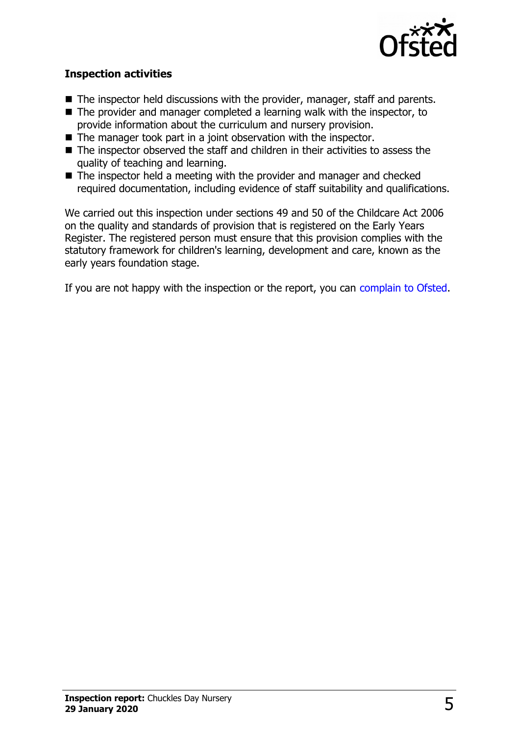### Inspection activities

- The inspector held discussions with the provider, manager, staff and parents.
- The provider and manager completed a learning walk with the inspector, to provide information about the curriculum and nursery provision.
- The manager took part in a joint observation with the inspector.
- The inspector observed the staff and children in their activities to assess the quality of teaching and learning.
- The inspector held a meeting with the provider and manager and checked required documentation, including evidence of staff suitability and qualifications.

We carried out this inspection under sections 49 and 50 of the Childcare Act 2006 on the quality and standards of provision that is registered on the Early Years Register. The registered person must ensure that this provision complies with the statutory framework for children's learning, development and care, known as the early years foundation stage.

If you are not happy with the inspection or the report, you can complain to Ofsted.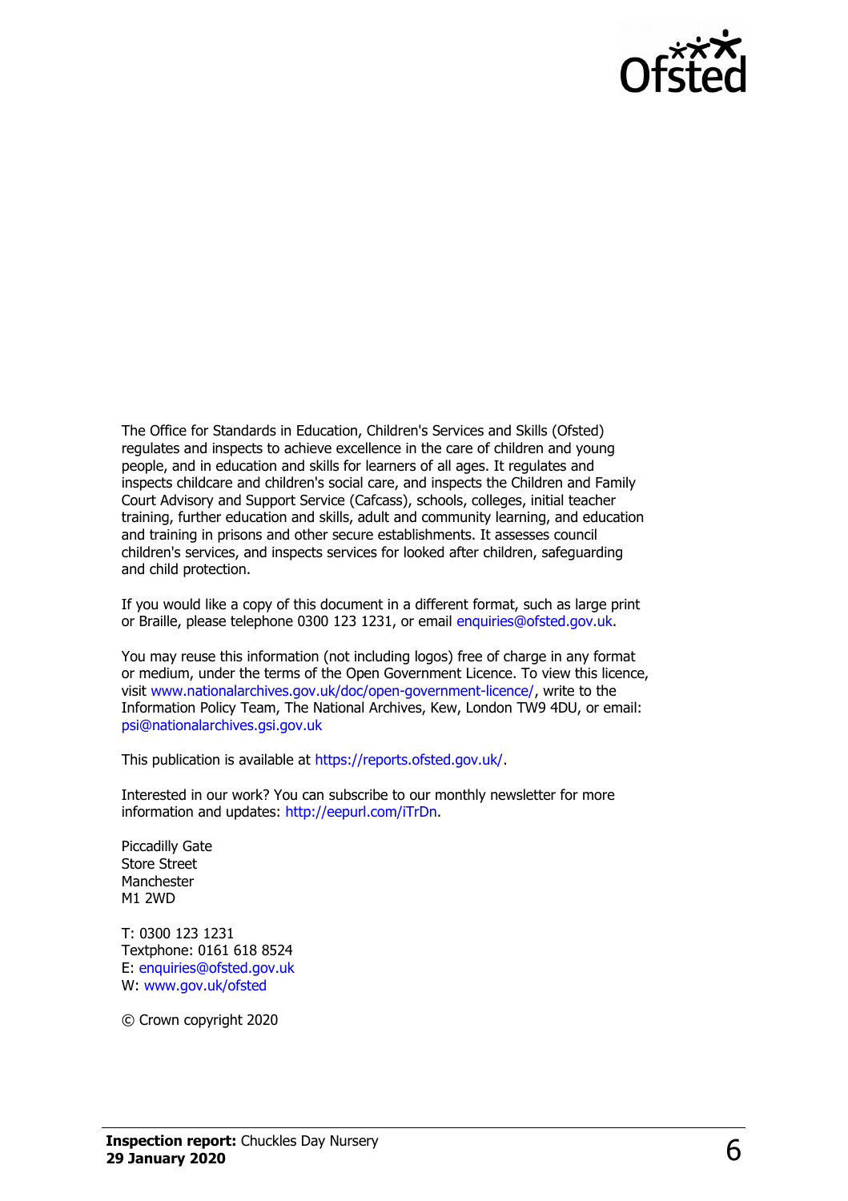The Office for Standards in Education, Children's Services and Skills (Ofsted) regulates and inspects to achieve excellence in the care of children and young people, and in education and skills for learners of all ages. It regulates and inspects childcare and children's social care, and inspects the Children and Family Court Advisory and Support Service (Cafcass), schools, colleges, initial teacher training, further education and skills, adult and community learning, and education and training in prisons and other secure establishments. It assesses council children's services, and inspects services for looked after children, safeguarding and child protection.

If you would like a copy of this document in a different format, such as large print or Braille, please telephone 0300 123 1231, or email enquiries@ofsted.gov.uk.

You may reuse this information (not including logos) free of charge in any format or medium, under the terms of the Open Government Licence. To view this licence, visit www.nationalarchives.gov.uk/doc/open-government-licence/, write to the Information Policy Team, The National Archives, Kew, London TW9 4DU, or email: psi@nationalarchives.gsi.gov.uk

This publication is available at https://reports.ofsted.gov.uk/.

Interested in our work? You can subscribe to our monthly newsletter for more information and updates: http://eepurl.com/iTrDn.

Piccadilly Gate
Store Street
Manchester
M1 2WD

T: 0300 123 1231
Textphone: 0161 618 8524
E: enquiries@ofsted.gov.uk
W: www.gov.uk/ofsted

© Crown copyright 2020